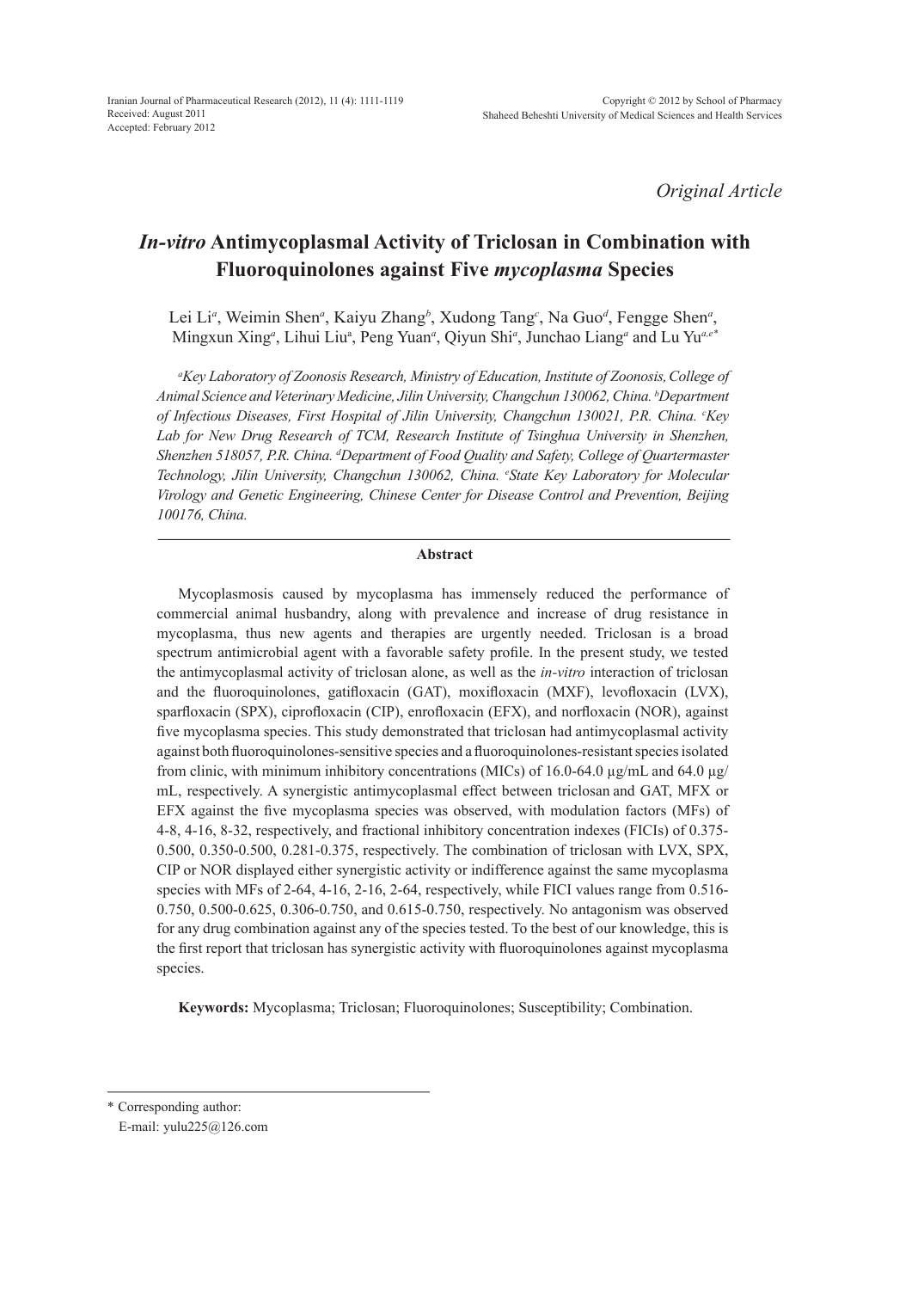Original Article

# *In-vitro* Antimycoplasmal Activity of Triclosan in Combination with Fluoroquinolones against Five *mycoplasma* Species

Lei Li[a], Weimin Shen[a], Kaiyu Zhang[b], Xudong Tang[c], Na Guo[d], Fengge Shen[a], Mingxun Xing[a], Lihui Liu[a], Peng Yuan[a], Qiyun Shi[a], Junchao Liang[a] and Lu Yu[a,e*]

*[a]Key Laboratory of Zoonosis Research, Ministry of Education, Institute of Zoonosis, College of Animal Science and Veterinary Medicine, Jilin University, Changchun 130062, China. [b]Department of Infectious Diseases, First Hospital of Jilin University, Changchun 130021, P.R. China. [c]Key Lab for New Drug Research of TCM, Research Institute of Tsinghua University in Shenzhen, Shenzhen 518057, P.R. China. [d]Department of Food Quality and Safety, College of Quartermaster Technology, Jilin University, Changchun 130062, China. [e]State Key Laboratory for Molecular Virology and Genetic Engineering, Chinese Center for Disease Control and Prevention, Beijing 100176, China.*

## Abstract

Mycoplasmosis caused by mycoplasma has immensely reduced the performance of commercial animal husbandry, along with prevalence and increase of drug resistance in mycoplasma, thus new agents and therapies are urgently needed. Triclosan is a broad spectrum antimicrobial agent with a favorable safety profile. In the present study, we tested the antimycoplasmal activity of triclosan alone, as well as the *in-vitro* interaction of triclosan and the fluoroquinolones, gatifloxacin (GAT), moxifloxacin (MXF), levofloxacin (LVX), sparfloxacin (SPX), ciprofloxacin (CIP), enrofloxacin (EFX), and norfloxacin (NOR), against five mycoplasma species. This study demonstrated that triclosan had antimycoplasmal activity against both fluoroquinolones-sensitive species and a fluoroquinolones-resistant species isolated from clinic, with minimum inhibitory concentrations (MICs) of 16.0-64.0 µg/mL and 64.0 µg/mL, respectively. A synergistic antimycoplasmal effect between triclosan and GAT, MFX or EFX against the five mycoplasma species was observed, with modulation factors (MFs) of 4-8, 4-16, 8-32, respectively, and fractional inhibitory concentration indexes (FICIs) of 0.375-0.500, 0.350-0.500, 0.281-0.375, respectively. The combination of triclosan with LVX, SPX, CIP or NOR displayed either synergistic activity or indifference against the same mycoplasma species with MFs of 2-64, 4-16, 2-16, 2-64, respectively, while FICI values range from 0.516-0.750, 0.500-0.625, 0.306-0.750, and 0.615-0.750, respectively. No antagonism was observed for any drug combination against any of the species tested. To the best of our knowledge, this is the first report that triclosan has synergistic activity with fluoroquinolones against mycoplasma species.

**Keywords:** Mycoplasma; Triclosan; Fluoroquinolones; Susceptibility; Combination.

* Corresponding author:
E-mail: yulu225@126.com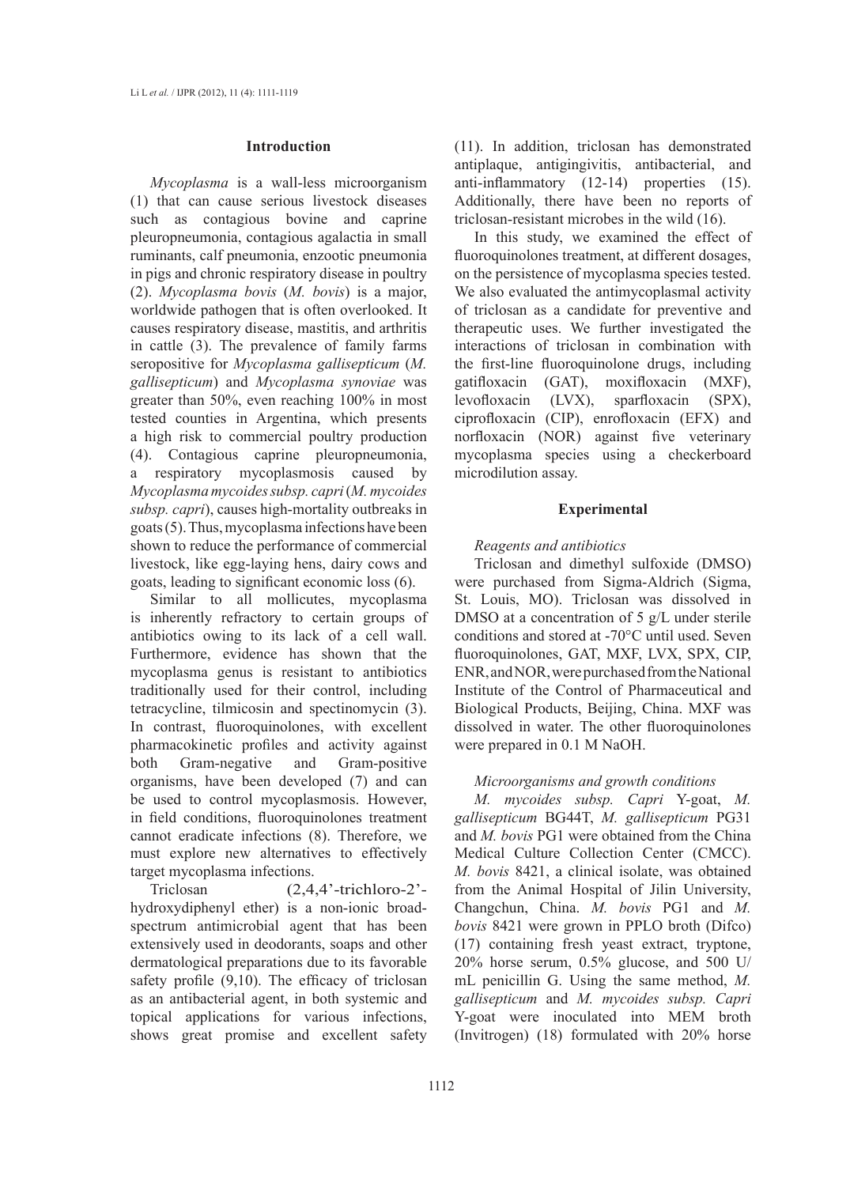## Introduction

*Mycoplasma* is a wall-less microorganism (1) that can cause serious livestock diseases such as contagious bovine and caprine pleuropneumonia, contagious agalactia in small ruminants, calf pneumonia, enzootic pneumonia in pigs and chronic respiratory disease in poultry (2). *Mycoplasma bovis* (*M. bovis*) is a major, worldwide pathogen that is often overlooked. It causes respiratory disease, mastitis, and arthritis in cattle (3). The prevalence of family farms seropositive for *Mycoplasma gallisepticum* (*M. gallisepticum*) and *Mycoplasma synoviae* was greater than 50%, even reaching 100% in most tested counties in Argentina, which presents a high risk to commercial poultry production (4). Contagious caprine pleuropneumonia, a respiratory mycoplasmosis caused by *Mycoplasma mycoides subsp. capri* (*M. mycoides subsp. capri*), causes high-mortality outbreaks in goats (5). Thus, mycoplasma infections have been shown to reduce the performance of commercial livestock, like egg-laying hens, dairy cows and goats, leading to significant economic loss (6).

Similar to all mollicutes, mycoplasma is inherently refractory to certain groups of antibiotics owing to its lack of a cell wall. Furthermore, evidence has shown that the mycoplasma genus is resistant to antibiotics traditionally used for their control, including tetracycline, tilmicosin and spectinomycin (3). In contrast, fluoroquinolones, with excellent pharmacokinetic profiles and activity against both Gram-negative and Gram-positive organisms, have been developed (7) and can be used to control mycoplasmosis. However, in field conditions, fluoroquinolones treatment cannot eradicate infections (8). Therefore, we must explore new alternatives to effectively target mycoplasma infections.

Triclosan (2,4,4'-trichloro-2'-hydroxydiphenyl ether) is a non-ionic broad-spectrum antimicrobial agent that has been extensively used in deodorants, soaps and other dermatological preparations due to its favorable safety profile (9,10). The efficacy of triclosan as an antibacterial agent, in both systemic and topical applications for various infections, shows great promise and excellent safety (11). In addition, triclosan has demonstrated antiplaque, antigingivitis, antibacterial, and anti-inflammatory (12-14) properties (15). Additionally, there have been no reports of triclosan-resistant microbes in the wild (16).

In this study, we examined the effect of fluoroquinolones treatment, at different dosages, on the persistence of mycoplasma species tested. We also evaluated the antimycoplasmal activity of triclosan as a candidate for preventive and therapeutic uses. We further investigated the interactions of triclosan in combination with the first-line fluoroquinolone drugs, including gatifloxacin (GAT), moxifloxacin (MXF), levofloxacin (LVX), sparfloxacin (SPX), ciprofloxacin (CIP), enrofloxacin (EFX) and norfloxacin (NOR) against five veterinary mycoplasma species using a checkerboard microdilution assay.

## Experimental

*Reagents and antibiotics*

Triclosan and dimethyl sulfoxide (DMSO) were purchased from Sigma-Aldrich (Sigma, St. Louis, MO). Triclosan was dissolved in DMSO at a concentration of 5 g/L under sterile conditions and stored at -70°C until used. Seven fluoroquinolones, GAT, MXF, LVX, SPX, CIP, ENR, and NOR, were purchased from the National Institute of the Control of Pharmaceutical and Biological Products, Beijing, China. MXF was dissolved in water. The other fluoroquinolones were prepared in 0.1 M NaOH.

*Microorganisms and growth conditions*

*M. mycoides subsp. Capri* Y-goat, *M. gallisepticum* BG44T, *M. gallisepticum* PG31 and *M. bovis* PG1 were obtained from the China Medical Culture Collection Center (CMCC). *M. bovis* 8421, a clinical isolate, was obtained from the Animal Hospital of Jilin University, Changchun, China. *M. bovis* PG1 and *M. bovis* 8421 were grown in PPLO broth (Difco) (17) containing fresh yeast extract, tryptone, 20% horse serum, 0.5% glucose, and 500 U/mL penicillin G. Using the same method, *M. gallisepticum* and *M. mycoides subsp. Capri* Y-goat were inoculated into MEM broth (Invitrogen) (18) formulated with 20% horse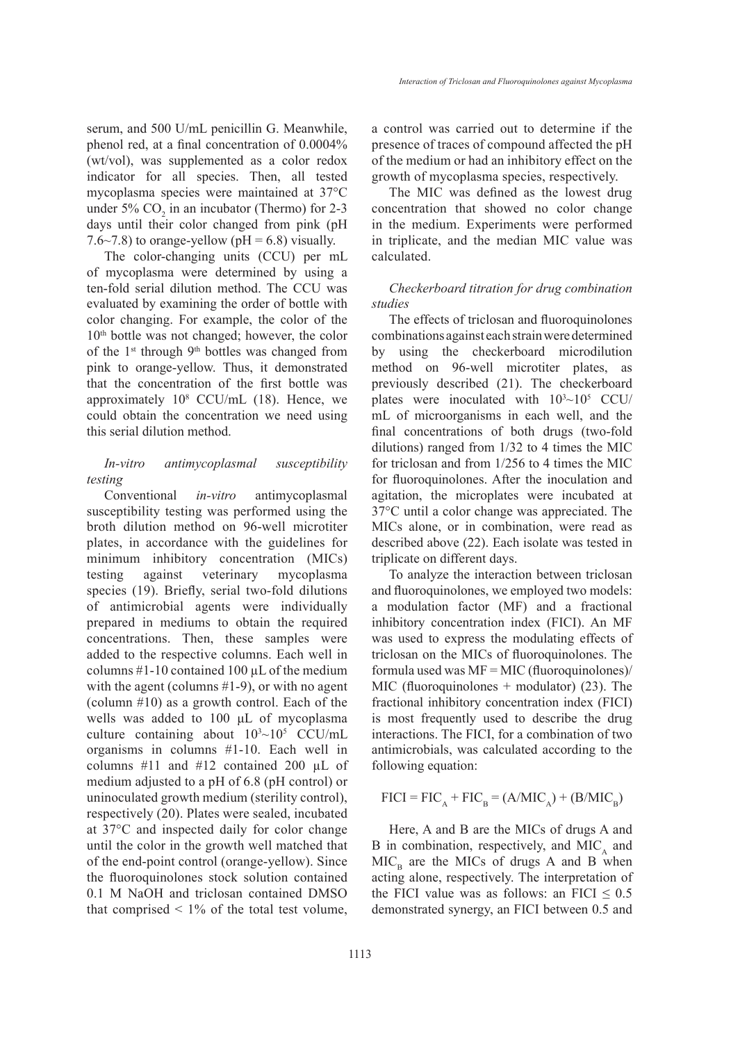serum, and 500 U/mL penicillin G. Meanwhile, phenol red, at a final concentration of 0.0004% (wt/vol), was supplemented as a color redox indicator for all species. Then, all tested mycoplasma species were maintained at 37°C under 5% $CO_2$ in an incubator (Thermo) for 2-3 days until their color changed from pink (pH 7.6~7.8) to orange-yellow (pH = 6.8) visually.

The color-changing units (CCU) per mL of mycoplasma were determined by using a ten-fold serial dilution method. The CCU was evaluated by examining the order of bottle with color changing. For example, the color of the 10th bottle was not changed; however, the color of the 1st through 9th bottles was changed from pink to orange-yellow. Thus, it demonstrated that the concentration of the first bottle was approximately $10^8$ CCU/mL (18). Hence, we could obtain the concentration we need using this serial dilution method.

### *In-vitro antimycoplasmal susceptibility testing*

Conventional *in-vitro* antimycoplasmal susceptibility testing was performed using the broth dilution method on 96-well microtiter plates, in accordance with the guidelines for minimum inhibitory concentration (MICs) testing against veterinary mycoplasma species (19). Briefly, serial two-fold dilutions of antimicrobial agents were individually prepared in mediums to obtain the required concentrations. Then, these samples were added to the respective columns. Each well in columns #1-10 contained 100 µL of the medium with the agent (columns #1-9), or with no agent (column #10) as a growth control. Each of the wells was added to 100 µL of mycoplasma culture containing about $10^3$~$10^5$ CCU/mL organisms in columns #1-10. Each well in columns #11 and #12 contained 200 µL of medium adjusted to a pH of 6.8 (pH control) or uninoculated growth medium (sterility control), respectively (20). Plates were sealed, incubated at 37°C and inspected daily for color change until the color in the growth well matched that of the end-point control (orange-yellow). Since the fluoroquinolones stock solution contained 0.1 M NaOH and triclosan contained DMSO that comprised < 1% of the total test volume, a control was carried out to determine if the presence of traces of compound affected the pH of the medium or had an inhibitory effect on the growth of mycoplasma species, respectively.

The MIC was defined as the lowest drug concentration that showed no color change in the medium. Experiments were performed in triplicate, and the median MIC value was calculated.

### *Checkerboard titration for drug combination studies*

The effects of triclosan and fluoroquinolones combinations against each strain were determined by using the checkerboard microdilution method on 96-well microtiter plates, as previously described (21). The checkerboard plates were inoculated with $10^3$~$10^5$ CCU/mL of microorganisms in each well, and the final concentrations of both drugs (two-fold dilutions) ranged from 1/32 to 4 times the MIC for triclosan and from 1/256 to 4 times the MIC for fluoroquinolones. After the inoculation and agitation, the microplates were incubated at 37°C until a color change was appreciated. The MICs alone, or in combination, were read as described above (22). Each isolate was tested in triplicate on different days.

To analyze the interaction between triclosan and fluoroquinolones, we employed two models: a modulation factor (MF) and a fractional inhibitory concentration index (FICI). An MF was used to express the modulating effects of triclosan on the MICs of fluoroquinolones. The formula used was MF = MIC (fluoroquinolones)/ MIC (fluoroquinolones + modulator) (23). The fractional inhibitory concentration index (FICI) is most frequently used to describe the drug interactions. The FICI, for a combination of two antimicrobials, was calculated according to the following equation:

$$FICI = FIC_A + FIC_B = (A/MIC_A) + (B/MIC_B)$$

Here, A and B are the MICs of drugs A and B in combination, respectively, and $MIC_A$ and $MIC_B$ are the MICs of drugs A and B when acting alone, respectively. The interpretation of the FICI value was as follows: an FICI $\leq$ 0.5 demonstrated synergy, an FICI between 0.5 and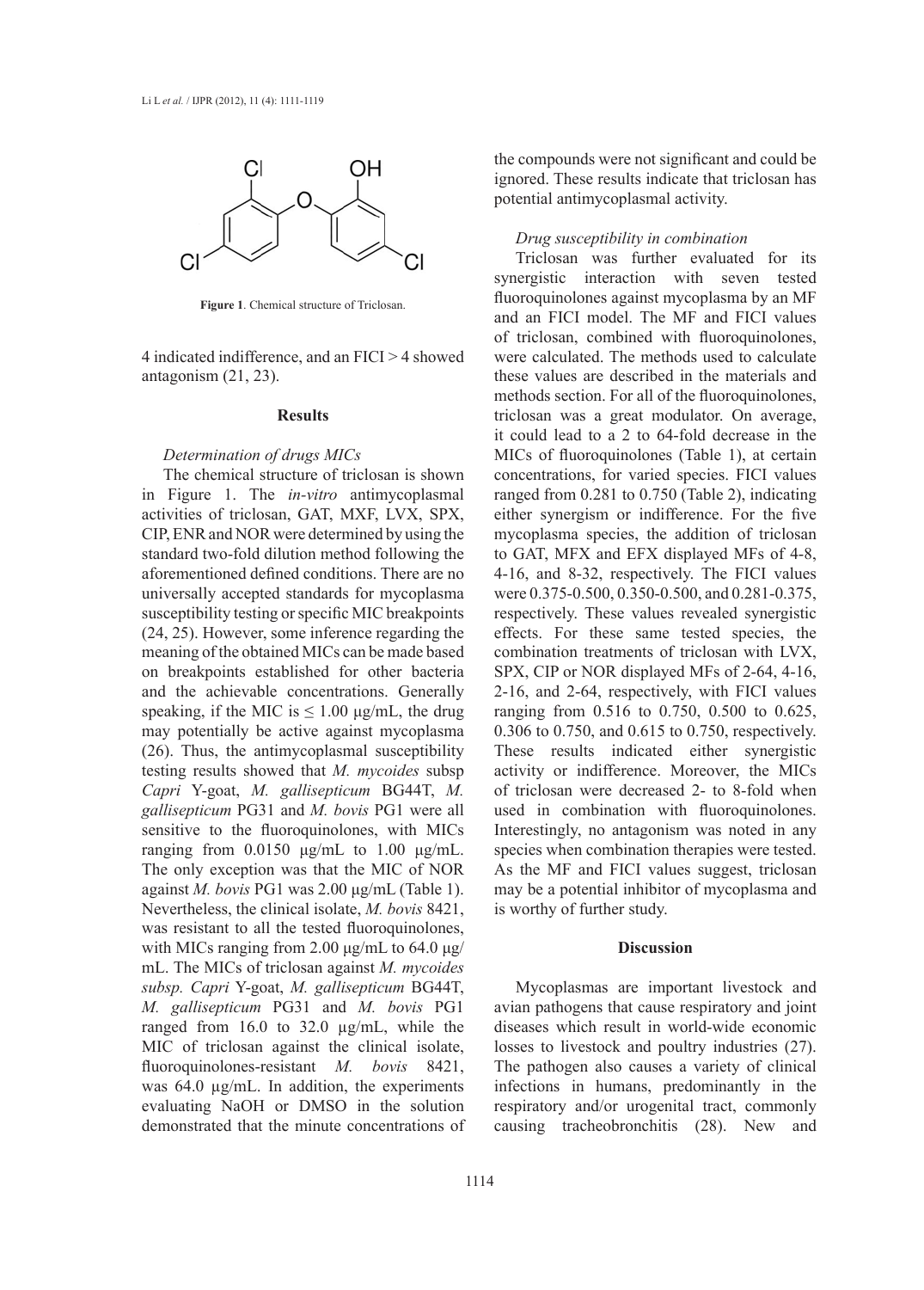Figure 1. Chemical structure of Triclosan.

4 indicated indifference, and an FICI > 4 showed antagonism (21, 23).

## Results

*Determination of drugs MICs*

The chemical structure of triclosan is shown in Figure 1. The *in-vitro* antimycoplasmal activities of triclosan, GAT, MXF, LVX, SPX, CIP, ENR and NOR were determined by using the standard two-fold dilution method following the aforementioned defined conditions. There are no universally accepted standards for mycoplasma susceptibility testing or specific MIC breakpoints (24, 25). However, some inference regarding the meaning of the obtained MICs can be made based on breakpoints established for other bacteria and the achievable concentrations. Generally speaking, if the MIC is ≤ 1.00 µg/mL, the drug may potentially be active against mycoplasma (26). Thus, the antimycoplasmal susceptibility testing results showed that *M. mycoides* subsp *Capri* Y-goat, *M. gallisepticum* BG44T, *M. gallisepticum* PG31 and *M. bovis* PG1 were all sensitive to the fluoroquinolones, with MICs ranging from 0.0150 µg/mL to 1.00 µg/mL. The only exception was that the MIC of NOR against *M. bovis* PG1 was 2.00 µg/mL (Table 1). Nevertheless, the clinical isolate, *M. bovis* 8421, was resistant to all the tested fluoroquinolones, with MICs ranging from 2.00 µg/mL to 64.0 µg/mL. The MICs of triclosan against *M. mycoides subsp. Capri* Y-goat, *M. gallisepticum* BG44T, *M. gallisepticum* PG31 and *M. bovis* PG1 ranged from 16.0 to 32.0 µg/mL, while the MIC of triclosan against the clinical isolate, fluoroquinolones-resistant *M. bovis* 8421, was 64.0 µg/mL. In addition, the experiments evaluating NaOH or DMSO in the solution demonstrated that the minute concentrations of the compounds were not significant and could be ignored. These results indicate that triclosan has potential antimycoplasmal activity.

*Drug susceptibility in combination*

Triclosan was further evaluated for its synergistic interaction with seven tested fluoroquinolones against mycoplasma by an MF and an FICI model. The MF and FICI values of triclosan, combined with fluoroquinolones, were calculated. The methods used to calculate these values are described in the materials and methods section. For all of the fluoroquinolones, triclosan was a great modulator. On average, it could lead to a 2 to 64-fold decrease in the MICs of fluoroquinolones (Table 1), at certain concentrations, for varied species. FICI values ranged from 0.281 to 0.750 (Table 2), indicating either synergism or indifference. For the five mycoplasma species, the addition of triclosan to GAT, MFX and EFX displayed MFs of 4-8, 4-16, and 8-32, respectively. The FICI values were 0.375-0.500, 0.350-0.500, and 0.281-0.375, respectively. These values revealed synergistic effects. For these same tested species, the combination treatments of triclosan with LVX, SPX, CIP or NOR displayed MFs of 2-64, 4-16, 2-16, and 2-64, respectively, with FICI values ranging from 0.516 to 0.750, 0.500 to 0.625, 0.306 to 0.750, and 0.615 to 0.750, respectively. These results indicated either synergistic activity or indifference. Moreover, the MICs of triclosan were decreased 2- to 8-fold when used in combination with fluoroquinolones. Interestingly, no antagonism was noted in any species when combination therapies were tested. As the MF and FICI values suggest, triclosan may be a potential inhibitor of mycoplasma and is worthy of further study.

## Discussion

Mycoplasmas are important livestock and avian pathogens that cause respiratory and joint diseases which result in world-wide economic losses to livestock and poultry industries (27). The pathogen also causes a variety of clinical infections in humans, predominantly in the respiratory and/or urogenital tract, commonly causing tracheobronchitis (28). New and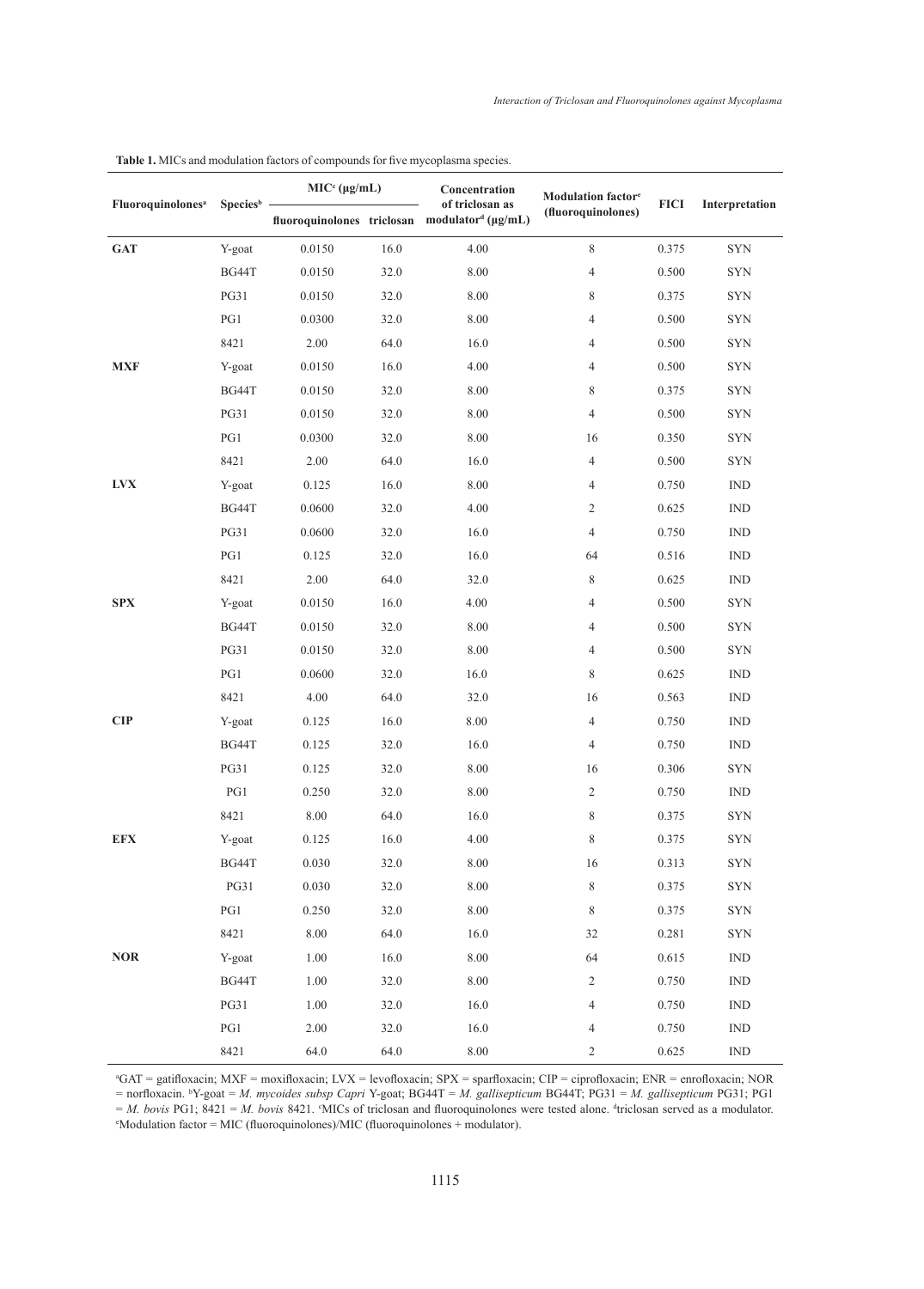**Table 1.** MICs and modulation factors of compounds for five mycoplasma species.

| Fluoroquinolones[a] | Species[b] | MIC[c] (μg/mL) | | Concentration of triclosan as modulator[d] (μg/mL) | Modulation factor[e] (fluoroquinolones) | FICI | Interpretation |
|---|---|---|---|---|---|---|---|
| | | fluoroquinolones | triclosan | | | | |
| **GAT** | Y-goat | 0.0150 | 16.0 | 4.00 | 8 | 0.375 | SYN |
| | BG44T | 0.0150 | 32.0 | 8.00 | 4 | 0.500 | SYN |
| | PG31 | 0.0150 | 32.0 | 8.00 | 8 | 0.375 | SYN |
| | PG1 | 0.0300 | 32.0 | 8.00 | 4 | 0.500 | SYN |
| | 8421 | 2.00 | 64.0 | 16.0 | 4 | 0.500 | SYN |
| **MXF** | Y-goat | 0.0150 | 16.0 | 4.00 | 4 | 0.500 | SYN |
| | BG44T | 0.0150 | 32.0 | 8.00 | 8 | 0.375 | SYN |
| | PG31 | 0.0150 | 32.0 | 8.00 | 4 | 0.500 | SYN |
| | PG1 | 0.0300 | 32.0 | 8.00 | 16 | 0.350 | SYN |
| | 8421 | 2.00 | 64.0 | 16.0 | 4 | 0.500 | SYN |
| **LVX** | Y-goat | 0.125 | 16.0 | 8.00 | 4 | 0.750 | IND |
| | BG44T | 0.0600 | 32.0 | 4.00 | 2 | 0.625 | IND |
| | PG31 | 0.0600 | 32.0 | 16.0 | 4 | 0.750 | IND |
| | PG1 | 0.125 | 32.0 | 16.0 | 64 | 0.516 | IND |
| | 8421 | 2.00 | 64.0 | 32.0 | 8 | 0.625 | IND |
| **SPX** | Y-goat | 0.0150 | 16.0 | 4.00 | 4 | 0.500 | SYN |
| | BG44T | 0.0150 | 32.0 | 8.00 | 4 | 0.500 | SYN |
| | PG31 | 0.0150 | 32.0 | 8.00 | 4 | 0.500 | SYN |
| | PG1 | 0.0600 | 32.0 | 16.0 | 8 | 0.625 | IND |
| | 8421 | 4.00 | 64.0 | 32.0 | 16 | 0.563 | IND |
| **CIP** | Y-goat | 0.125 | 16.0 | 8.00 | 4 | 0.750 | IND |
| | BG44T | 0.125 | 32.0 | 16.0 | 4 | 0.750 | IND |
| | PG31 | 0.125 | 32.0 | 8.00 | 16 | 0.306 | SYN |
| | PG1 | 0.250 | 32.0 | 8.00 | 2 | 0.750 | IND |
| | 8421 | 8.00 | 64.0 | 16.0 | 8 | 0.375 | SYN |
| **EFX** | Y-goat | 0.125 | 16.0 | 4.00 | 8 | 0.375 | SYN |
| | BG44T | 0.030 | 32.0 | 8.00 | 16 | 0.313 | SYN |
| | PG31 | 0.030 | 32.0 | 8.00 | 8 | 0.375 | SYN |
| | PG1 | 0.250 | 32.0 | 8.00 | 8 | 0.375 | SYN |
| | 8421 | 8.00 | 64.0 | 16.0 | 32 | 0.281 | SYN |
| **NOR** | Y-goat | 1.00 | 16.0 | 8.00 | 64 | 0.615 | IND |
| | BG44T | 1.00 | 32.0 | 8.00 | 2 | 0.750 | IND |
| | PG31 | 1.00 | 32.0 | 16.0 | 4 | 0.750 | IND |
| | PG1 | 2.00 | 32.0 | 16.0 | 4 | 0.750 | IND |
| | 8421 | 64.0 | 64.0 | 8.00 | 2 | 0.625 | IND |

[a]GAT = gatifloxacin; MXF = moxifloxacin; LVX = levofloxacin; SPX = sparfloxacin; CIP = ciprofloxacin; ENR = enrofloxacin; NOR = norfloxacin. [b]Y-goat = *M. mycoides subsp Capri* Y-goat; BG44T = *M. gallisepticum* BG44T; PG31 = *M. gallisepticum* PG31; PG1 = *M. bovis* PG1; 8421 = *M. bovis* 8421. [c]MICs of triclosan and fluoroquinolones were tested alone. [d]triclosan served as a modulator. [e]Modulation factor = MIC (fluoroquinolones)/MIC (fluoroquinolones + modulator).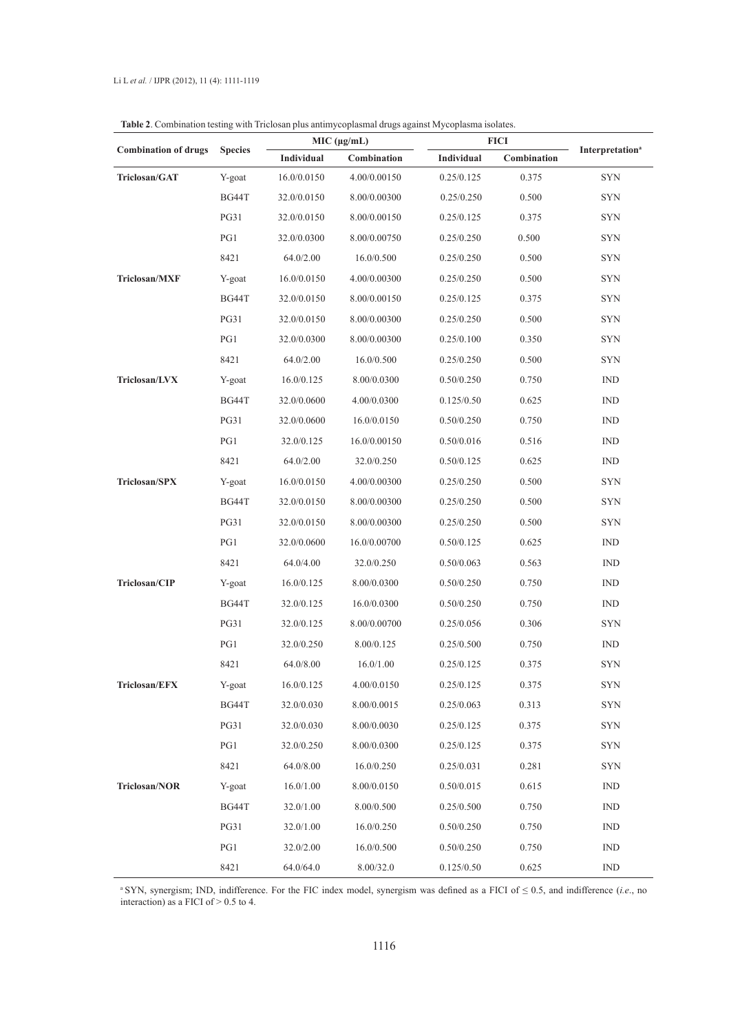**Table 2**. Combination testing with Triclosan plus antimycoplasmal drugs against Mycoplasma isolates.

| Combination of drugs | Species | MIC (μg/mL) | | FICI | | Interpretation[a] |
|---|---|---|---|---|---|---|
| | | Individual | Combination | Individual | Combination | |
| **Triclosan/GAT** | Y-goat | 16.0/0.0150 | 4.00/0.00150 | 0.25/0.125 | 0.375 | SYN |
| | BG44T | 32.0/0.0150 | 8.00/0.00300 | 0.25/0.250 | 0.500 | SYN |
| | PG31 | 32.0/0.0150 | 8.00/0.00150 | 0.25/0.125 | 0.375 | SYN |
| | PG1 | 32.0/0.0300 | 8.00/0.00750 | 0.25/0.250 | 0.500 | SYN |
| | 8421 | 64.0/2.00 | 16.0/0.500 | 0.25/0.250 | 0.500 | SYN |
| **Triclosan/MXF** | Y-goat | 16.0/0.0150 | 4.00/0.00300 | 0.25/0.250 | 0.500 | SYN |
| | BG44T | 32.0/0.0150 | 8.00/0.00150 | 0.25/0.125 | 0.375 | SYN |
| | PG31 | 32.0/0.0150 | 8.00/0.00300 | 0.25/0.250 | 0.500 | SYN |
| | PG1 | 32.0/0.0300 | 8.00/0.00300 | 0.25/0.100 | 0.350 | SYN |
| | 8421 | 64.0/2.00 | 16.0/0.500 | 0.25/0.250 | 0.500 | SYN |
| **Triclosan/LVX** | Y-goat | 16.0/0.125 | 8.00/0.0300 | 0.50/0.250 | 0.750 | IND |
| | BG44T | 32.0/0.0600 | 4.00/0.0300 | 0.125/0.50 | 0.625 | IND |
| | PG31 | 32.0/0.0600 | 16.0/0.0150 | 0.50/0.250 | 0.750 | IND |
| | PG1 | 32.0/0.125 | 16.0/0.00150 | 0.50/0.016 | 0.516 | IND |
| | 8421 | 64.0/2.00 | 32.0/0.250 | 0.50/0.125 | 0.625 | IND |
| **Triclosan/SPX** | Y-goat | 16.0/0.0150 | 4.00/0.00300 | 0.25/0.250 | 0.500 | SYN |
| | BG44T | 32.0/0.0150 | 8.00/0.00300 | 0.25/0.250 | 0.500 | SYN |
| | PG31 | 32.0/0.0150 | 8.00/0.00300 | 0.25/0.250 | 0.500 | SYN |
| | PG1 | 32.0/0.0600 | 16.0/0.00700 | 0.50/0.125 | 0.625 | IND |
| | 8421 | 64.0/4.00 | 32.0/0.250 | 0.50/0.063 | 0.563 | IND |
| **Triclosan/CIP** | Y-goat | 16.0/0.125 | 8.00/0.0300 | 0.50/0.250 | 0.750 | IND |
| | BG44T | 32.0/0.125 | 16.0/0.0300 | 0.50/0.250 | 0.750 | IND |
| | PG31 | 32.0/0.125 | 8.00/0.00700 | 0.25/0.056 | 0.306 | SYN |
| | PG1 | 32.0/0.250 | 8.00/0.125 | 0.25/0.500 | 0.750 | IND |
| | 8421 | 64.0/8.00 | 16.0/1.00 | 0.25/0.125 | 0.375 | SYN |
| **Triclosan/EFX** | Y-goat | 16.0/0.125 | 4.00/0.0150 | 0.25/0.125 | 0.375 | SYN |
| | BG44T | 32.0/0.030 | 8.00/0.0015 | 0.25/0.063 | 0.313 | SYN |
| | PG31 | 32.0/0.030 | 8.00/0.0030 | 0.25/0.125 | 0.375 | SYN |
| | PG1 | 32.0/0.250 | 8.00/0.0300 | 0.25/0.125 | 0.375 | SYN |
| | 8421 | 64.0/8.00 | 16.0/0.250 | 0.25/0.031 | 0.281 | SYN |
| **Triclosan/NOR** | Y-goat | 16.0/1.00 | 8.00/0.0150 | 0.50/0.015 | 0.615 | IND |
| | BG44T | 32.0/1.00 | 8.00/0.500 | 0.25/0.500 | 0.750 | IND |
| | PG31 | 32.0/1.00 | 16.0/0.250 | 0.50/0.250 | 0.750 | IND |
| | PG1 | 32.0/2.00 | 16.0/0.500 | 0.50/0.250 | 0.750 | IND |
| | 8421 | 64.0/64.0 | 8.00/32.0 | 0.125/0.50 | 0.625 | IND |

[a] SYN, synergism; IND, indifference. For the FIC index model, synergism was defined as a FICI of ≤ 0.5, and indifference (*i.e.*, no interaction) as a FICI of > 0.5 to 4.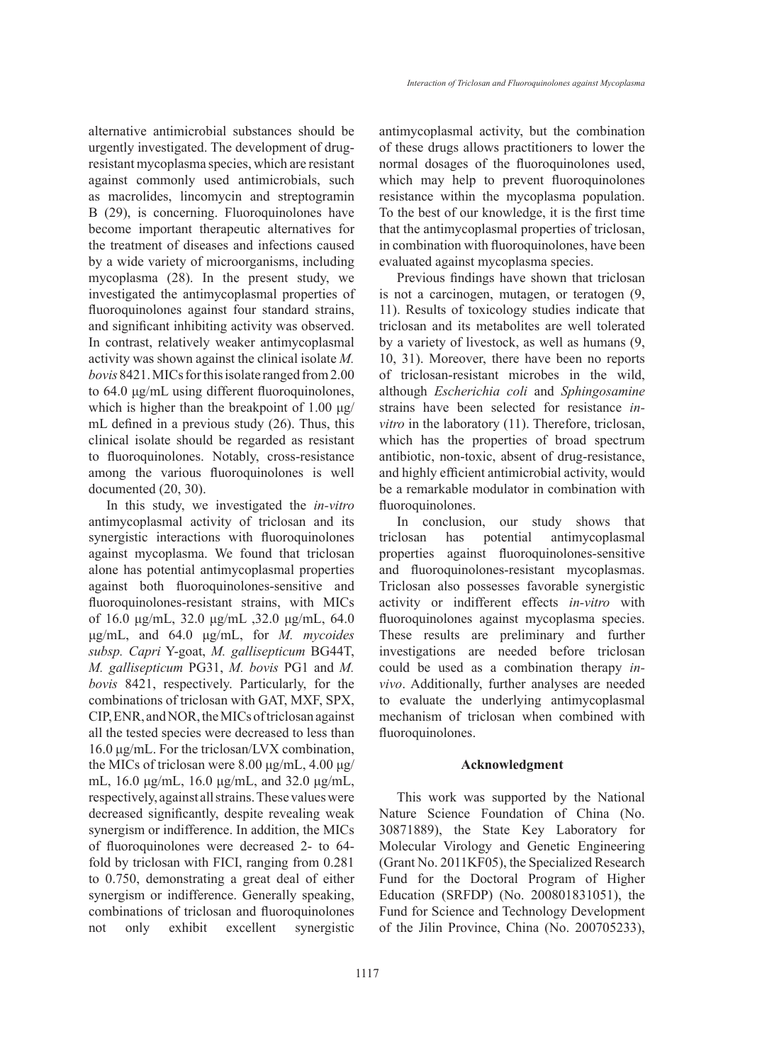alternative antimicrobial substances should be urgently investigated. The development of drug-resistant mycoplasma species, which are resistant against commonly used antimicrobials, such as macrolides, lincomycin and streptogramin B (29), is concerning. Fluoroquinolones have become important therapeutic alternatives for the treatment of diseases and infections caused by a wide variety of microorganisms, including mycoplasma (28). In the present study, we investigated the antimycoplasmal properties of fluoroquinolones against four standard strains, and significant inhibiting activity was observed. In contrast, relatively weaker antimycoplasmal activity was shown against the clinical isolate *M. bovis* 8421. MICs for this isolate ranged from 2.00 to 64.0 μg/mL using different fluoroquinolones, which is higher than the breakpoint of 1.00 μg/mL defined in a previous study (26). Thus, this clinical isolate should be regarded as resistant to fluoroquinolones. Notably, cross-resistance among the various fluoroquinolones is well documented (20, 30).

In this study, we investigated the *in-vitro* antimycoplasmal activity of triclosan and its synergistic interactions with fluoroquinolones against mycoplasma. We found that triclosan alone has potential antimycoplasmal properties against both fluoroquinolones-sensitive and fluoroquinolones-resistant strains, with MICs of 16.0 μg/mL, 32.0 μg/mL ,32.0 μg/mL, 64.0 μg/mL, and 64.0 μg/mL, for *M. mycoides subsp. Capri* Y-goat, *M. gallisepticum* BG44T, *M. gallisepticum* PG31, *M. bovis* PG1 and *M. bovis* 8421, respectively. Particularly, for the combinations of triclosan with GAT, MXF, SPX, CIP, ENR, and NOR, the MICs of triclosan against all the tested species were decreased to less than 16.0 μg/mL. For the triclosan/LVX combination, the MICs of triclosan were 8.00 μg/mL, 4.00 μg/mL, 16.0 μg/mL, 16.0 μg/mL, and 32.0 μg/mL, respectively, against all strains. These values were decreased significantly, despite revealing weak synergism or indifference. In addition, the MICs of fluoroquinolones were decreased 2- to 64-fold by triclosan with FICI, ranging from 0.281 to 0.750, demonstrating a great deal of either synergism or indifference. Generally speaking, combinations of triclosan and fluoroquinolones not only exhibit excellent synergistic antimycoplasmal activity, but the combination of these drugs allows practitioners to lower the normal dosages of the fluoroquinolones used, which may help to prevent fluoroquinolones resistance within the mycoplasma population. To the best of our knowledge, it is the first time that the antimycoplasmal properties of triclosan, in combination with fluoroquinolones, have been evaluated against mycoplasma species.

Previous findings have shown that triclosan is not a carcinogen, mutagen, or teratogen (9, 11). Results of toxicology studies indicate that triclosan and its metabolites are well tolerated by a variety of livestock, as well as humans (9, 10, 31). Moreover, there have been no reports of triclosan-resistant microbes in the wild, although *Escherichia coli* and *Sphingosamine* strains have been selected for resistance *in-vitro* in the laboratory (11). Therefore, triclosan, which has the properties of broad spectrum antibiotic, non-toxic, absent of drug-resistance, and highly efficient antimicrobial activity, would be a remarkable modulator in combination with fluoroquinolones.

In conclusion, our study shows that triclosan has potential antimycoplasmal properties against fluoroquinolones-sensitive and fluoroquinolones-resistant mycoplasmas. Triclosan also possesses favorable synergistic activity or indifferent effects *in-vitro* with fluoroquinolones against mycoplasma species. These results are preliminary and further investigations are needed before triclosan could be used as a combination therapy *in-vivo*. Additionally, further analyses are needed to evaluate the underlying antimycoplasmal mechanism of triclosan when combined with fluoroquinolones.

## Acknowledgment

This work was supported by the National Nature Science Foundation of China (No. 30871889), the State Key Laboratory for Molecular Virology and Genetic Engineering (Grant No. 2011KF05), the Specialized Research Fund for the Doctoral Program of Higher Education (SRFDP) (No. 200801831051), the Fund for Science and Technology Development of the Jilin Province, China (No. 200705233),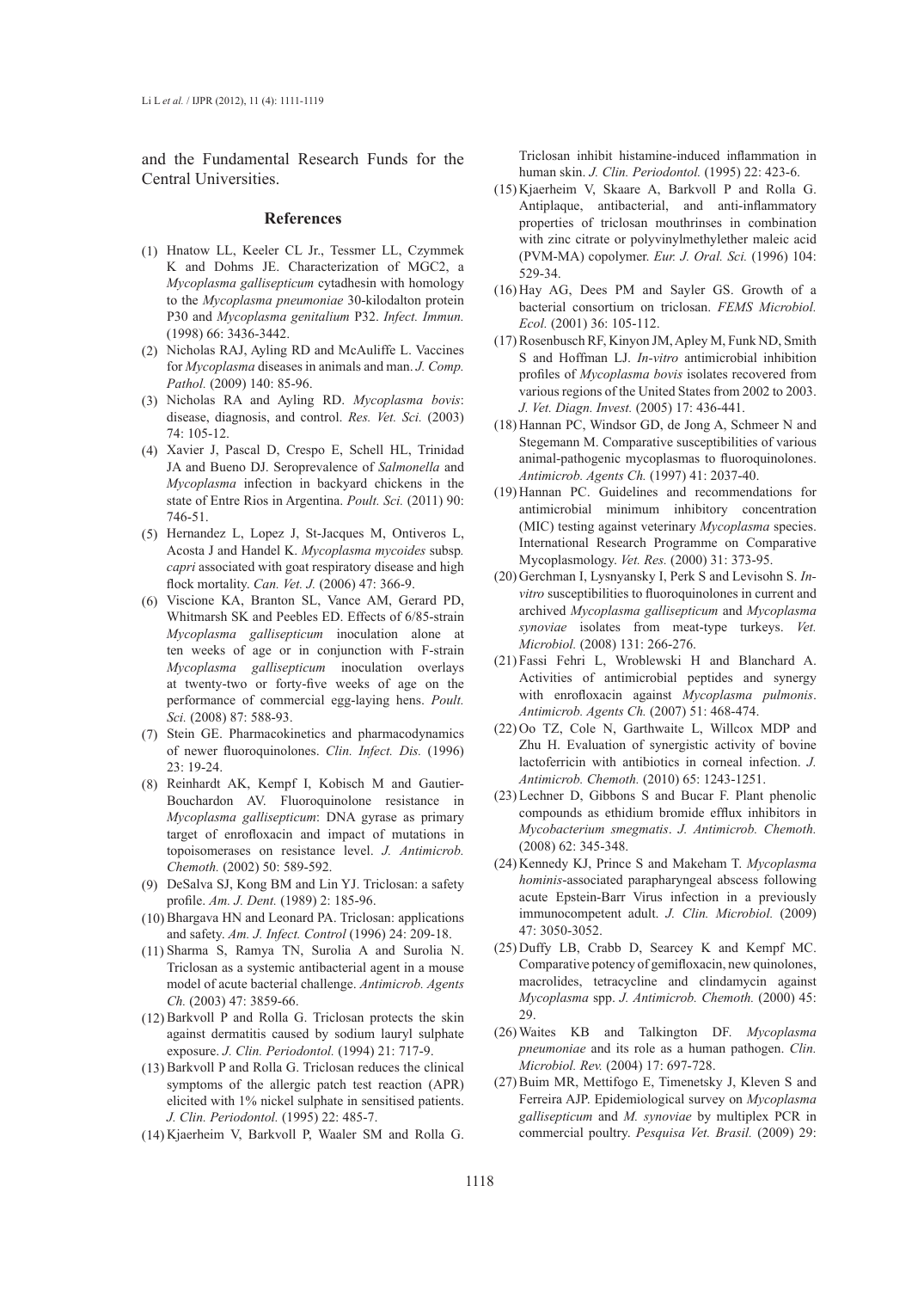and the Fundamental Research Funds for the Central Universities.

## References

(1) Hnatow LL, Keeler CL Jr., Tessmer LL, Czymmek K and Dohms JE. Characterization of MGC2, a *Mycoplasma gallisepticum* cytadhesin with homology to the *Mycoplasma pneumoniae* 30-kilodalton protein P30 and *Mycoplasma genitalium* P32. *Infect. Immun.* (1998) 66: 3436-3442.

(2) Nicholas RAJ, Ayling RD and McAuliffe L. Vaccines for *Mycoplasma* diseases in animals and man. *J. Comp. Pathol.* (2009) 140: 85-96.

(3) Nicholas RA and Ayling RD. *Mycoplasma bovis*: disease, diagnosis, and control. *Res. Vet. Sci.* (2003) 74: 105-12.

(4) Xavier J, Pascal D, Crespo E, Schell HL, Trinidad JA and Bueno DJ. Seroprevalence of *Salmonella* and *Mycoplasma* infection in backyard chickens in the state of Entre Rios in Argentina. *Poult. Sci.* (2011) 90: 746-51.

(5) Hernandez L, Lopez J, St-Jacques M, Ontiveros L, Acosta J and Handel K. *Mycoplasma mycoides* subsp. *capri* associated with goat respiratory disease and high flock mortality. *Can. Vet. J.* (2006) 47: 366-9.

(6) Viscione KA, Branton SL, Vance AM, Gerard PD, Whitmarsh SK and Peebles ED. Effects of 6/85-strain *Mycoplasma gallisepticum* inoculation alone at ten weeks of age or in conjunction with F-strain *Mycoplasma gallisepticum* inoculation overlays at twenty-two or forty-five weeks of age on the performance of commercial egg-laying hens. *Poult. Sci.* (2008) 87: 588-93.

(7) Stein GE. Pharmacokinetics and pharmacodynamics of newer fluoroquinolones. *Clin. Infect. Dis.* (1996) 23: 19-24.

(8) Reinhardt AK, Kempf I, Kobisch M and Gautier-Bouchardon AV. Fluoroquinolone resistance in *Mycoplasma gallisepticum*: DNA gyrase as primary target of enrofloxacin and impact of mutations in topoisomerases on resistance level. *J. Antimicrob. Chemoth.* (2002) 50: 589-592.

(9) DeSalva SJ, Kong BM and Lin YJ. Triclosan: a safety profile. *Am. J. Dent.* (1989) 2: 185-96.

(10) Bhargava HN and Leonard PA. Triclosan: applications and safety. *Am. J. Infect. Control* (1996) 24: 209-18.

(11) Sharma S, Ramya TN, Surolia A and Surolia N. Triclosan as a systemic antibacterial agent in a mouse model of acute bacterial challenge. *Antimicrob. Agents Ch.* (2003) 47: 3859-66.

(12) Barkvoll P and Rolla G. Triclosan protects the skin against dermatitis caused by sodium lauryl sulphate exposure. *J. Clin. Periodontol.* (1994) 21: 717-9.

(13) Barkvoll P and Rolla G. Triclosan reduces the clinical symptoms of the allergic patch test reaction (APR) elicited with 1% nickel sulphate in sensitised patients. *J. Clin. Periodontol.* (1995) 22: 485-7.

(14) Kjaerheim V, Barkvoll P, Waaler SM and Rolla G. Triclosan inhibit histamine-induced inflammation in human skin. *J. Clin. Periodontol.* (1995) 22: 423-6.

(15) Kjaerheim V, Skaare A, Barkvoll P and Rolla G. Antiplaque, antibacterial, and anti-inflammatory properties of triclosan mouthrinses in combination with zinc citrate or polyvinylmethylether maleic acid (PVM-MA) copolymer. *Eur. J. Oral. Sci.* (1996) 104: 529-34.

(16) Hay AG, Dees PM and Sayler GS. Growth of a bacterial consortium on triclosan. *FEMS Microbiol. Ecol.* (2001) 36: 105-112.

(17) Rosenbusch RF, Kinyon JM, Apley M, Funk ND, Smith S and Hoffman LJ. *In-vitro* antimicrobial inhibition profiles of *Mycoplasma bovis* isolates recovered from various regions of the United States from 2002 to 2003. *J. Vet. Diagn. Invest.* (2005) 17: 436-441.

(18) Hannan PC, Windsor GD, de Jong A, Schmeer N and Stegemann M. Comparative susceptibilities of various animal-pathogenic mycoplasmas to fluoroquinolones. *Antimicrob. Agents Ch.* (1997) 41: 2037-40.

(19) Hannan PC. Guidelines and recommendations for antimicrobial minimum inhibitory concentration (MIC) testing against veterinary *Mycoplasma* species. International Research Programme on Comparative Mycoplasmology. *Vet. Res.* (2000) 31: 373-95.

(20) Gerchman I, Lysnyansky I, Perk S and Levisohn S. *In-vitro* susceptibilities to fluoroquinolones in current and archived *Mycoplasma gallisepticum* and *Mycoplasma synoviae* isolates from meat-type turkeys. *Vet. Microbiol.* (2008) 131: 266-276.

(21) Fassi Fehri L, Wroblewski H and Blanchard A. Activities of antimicrobial peptides and synergy with enrofloxacin against *Mycoplasma pulmonis*. *Antimicrob. Agents Ch.* (2007) 51: 468-474.

(22) Oo TZ, Cole N, Garthwaite L, Willcox MDP and Zhu H. Evaluation of synergistic activity of bovine lactoferricin with antibiotics in corneal infection. *J. Antimicrob. Chemoth.* (2010) 65: 1243-1251.

(23) Lechner D, Gibbons S and Bucar F. Plant phenolic compounds as ethidium bromide efflux inhibitors in *Mycobacterium smegmatis*. *J. Antimicrob. Chemoth.* (2008) 62: 345-348.

(24) Kennedy KJ, Prince S and Makeham T. *Mycoplasma hominis*-associated parapharyngeal abscess following acute Epstein-Barr Virus infection in a previously immunocompetent adult. *J. Clin. Microbiol.* (2009) 47: 3050-3052.

(25) Duffy LB, Crabb D, Searcey K and Kempf MC. Comparative potency of gemifloxacin, new quinolones, macrolides, tetracycline and clindamycin against *Mycoplasma* spp. *J. Antimicrob. Chemoth.* (2000) 45: 29.

(26) Waites KB and Talkington DF. *Mycoplasma pneumoniae* and its role as a human pathogen. *Clin. Microbiol. Rev.* (2004) 17: 697-728.

(27) Buim MR, Mettifogo E, Timenetsky J, Kleven S and Ferreira AJP. Epidemiological survey on *Mycoplasma gallisepticum* and *M. synoviae* by multiplex PCR in commercial poultry. *Pesquisa Vet. Brasil.* (2009) 29: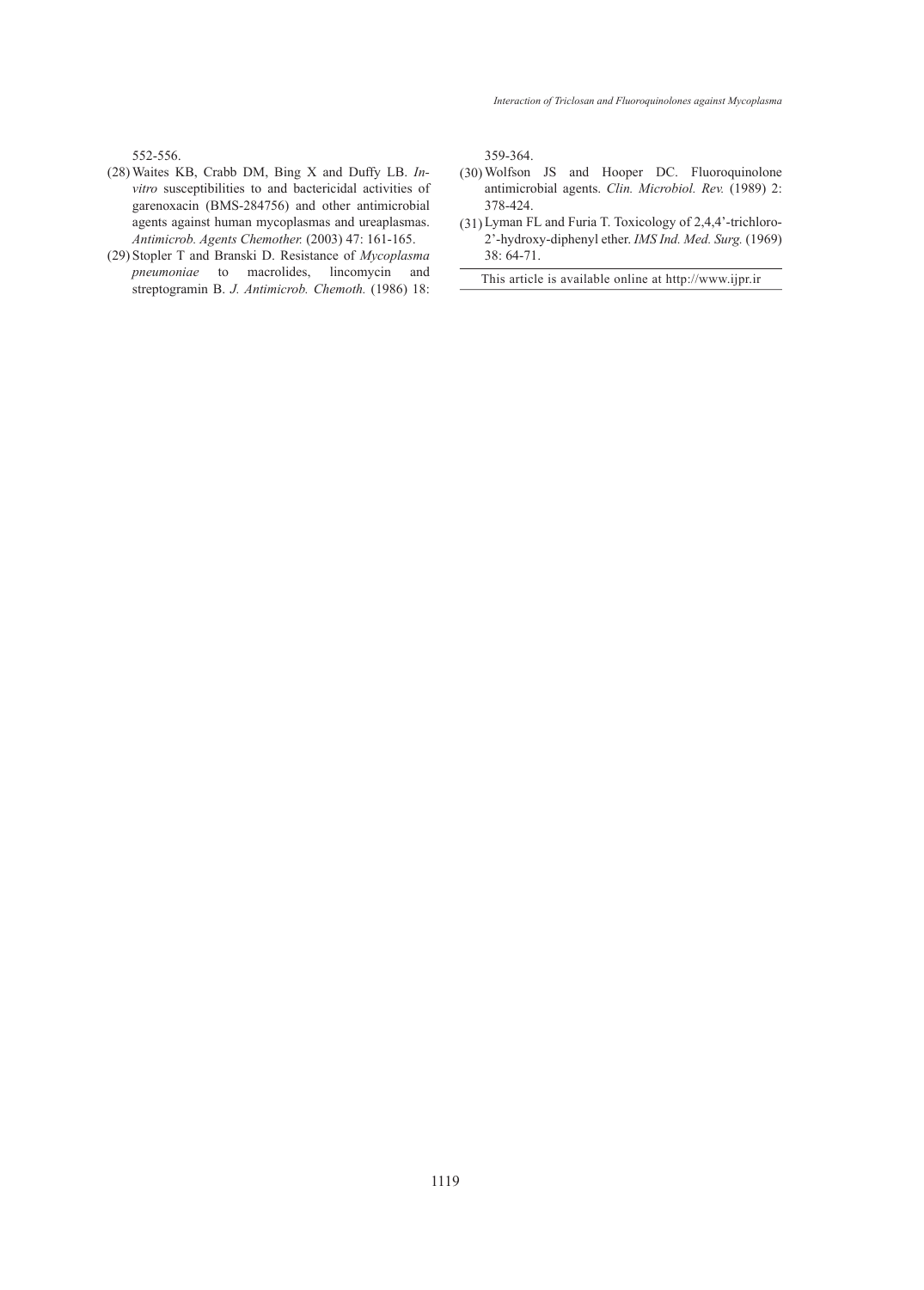552-556.

(28) Waites KB, Crabb DM, Bing X and Duffy LB. *In-vitro* susceptibilities to and bactericidal activities of garenoxacin (BMS-284756) and other antimicrobial agents against human mycoplasmas and ureaplasmas. *Antimicrob. Agents Chemother.* (2003) 47: 161-165.

(29) Stopler T and Branski D. Resistance of *Mycoplasma pneumoniae* to macrolides, lincomycin and streptogramin B. *J. Antimicrob. Chemoth.* (1986) 18: 359-364.

(30) Wolfson JS and Hooper DC. Fluoroquinolone antimicrobial agents. *Clin. Microbiol. Rev.* (1989) 2: 378-424.

(31) Lyman FL and Furia T. Toxicology of 2,4,4'-trichloro-2'-hydroxy-diphenyl ether. *IMS Ind. Med. Surg.* (1969) 38: 64-71.

This article is available online at http://www.ijpr.ir